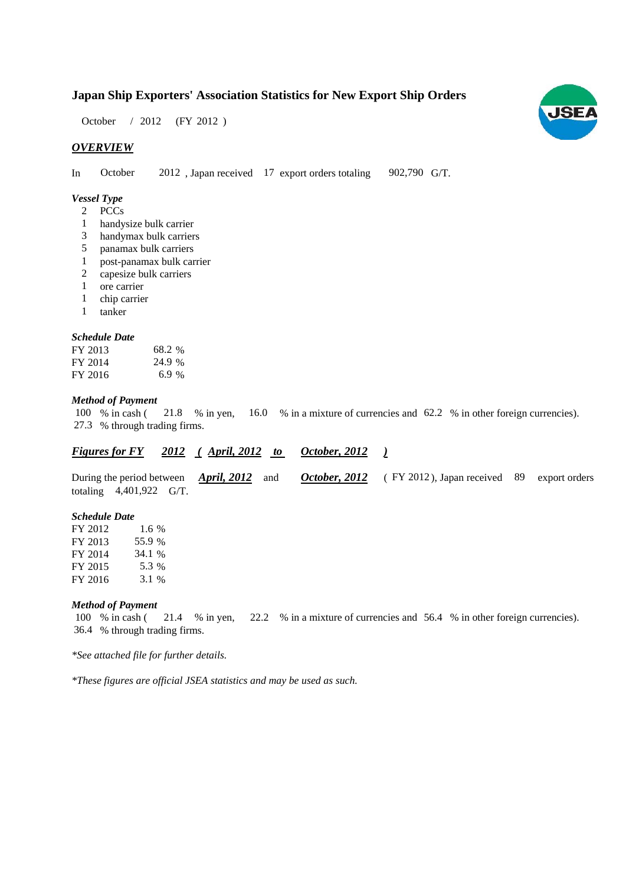# Japan Ship Exporters' Association Statistics for New Export Ship Orders

October / 2012 (FY 2012 )

## *OVERVIEW*

In October 2012 , Japan received 17 export orders totaling 902,790 G/T.

### *Vessel Type*

- 2 PCCs
- 1 handysize bulk carrier
- 3 handymax bulk carriers
- 5 panamax bulk carriers
- 1 post-panamax bulk carrier
- 2 capesize bulk carriers
- 1 ore carrier
- 1 chip carrier
- 1 tanker

### *Schedule Date*

| | |
|---|---|
| FY 2013 | 68.2 % |
| FY 2014 | 24.9 % |
| FY 2016 | 6.9 % |

### *Method of Payment*

100 % in cash ( 21.8 % in yen, 16.0 % in a mixture of currencies and 62.2 % in other foreign currencies).
27.3 % through trading firms.

## ***Figures for FY 2012 ( April, 2012 to October, 2012 )***

During the period between ***April, 2012*** and ***October, 2012*** ( FY 2012 ), Japan received 89 export orders totaling 4,401,922 G/T.

### *Schedule Date*

| | |
|---|---|
| FY 2012 | 1.6 % |
| FY 2013 | 55.9 % |
| FY 2014 | 34.1 % |
| FY 2015 | 5.3 % |
| FY 2016 | 3.1 % |

### *Method of Payment*

100 % in cash ( 21.4 % in yen, 22.2 % in a mixture of currencies and 56.4 % in other foreign currencies).
36.4 % through trading firms.

*\*See attached file for further details.*

*\*These figures are official JSEA statistics and may be used as such.*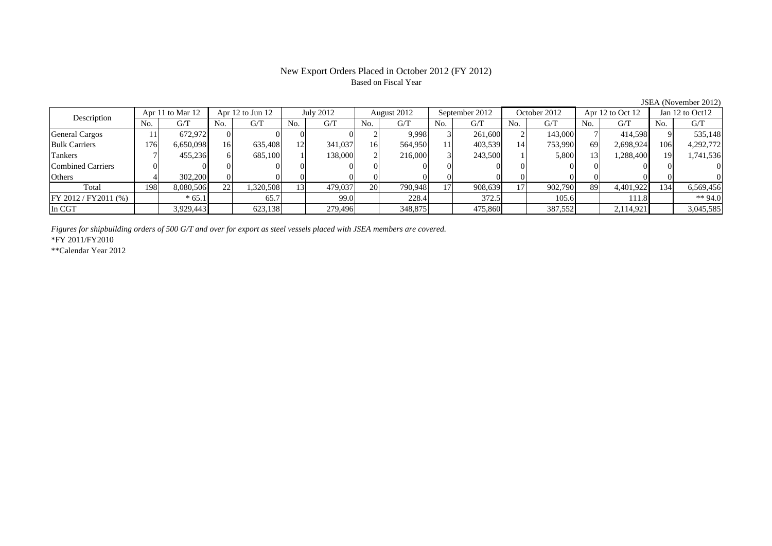# New Export Orders Placed in October 2012 (FY 2012)

Based on Fiscal Year

JSEA (November 2012)

| Description | Apr 11 to Mar 12 | | Apr 12 to Jun 12 | | July 2012 | | August 2012 | | September 2012 | | October 2012 | | Apr 12 to Oct 12 | | Jan 12 to Oct12 | |
|---|---|---|---|---|---|---|---|---|---|---|---|---|---|---|---|---|
| | No. | G/T | No. | G/T | No. | G/T | No. | G/T | No. | G/T | No. | G/T | No. | G/T | No. | G/T |
| General Cargos | 11 | 672,972 | 0 | 0 | 0 | 0 | 2 | 9,998 | 3 | 261,600 | 2 | 143,000 | 7 | 414,598 | 9 | 535,148 |
| Bulk Carriers | 176 | 6,650,098 | 16 | 635,408 | 12 | 341,037 | 16 | 564,950 | 11 | 403,539 | 14 | 753,990 | 69 | 2,698,924 | 106 | 4,292,772 |
| Tankers | 7 | 455,236 | 6 | 685,100 | 1 | 138,000 | 2 | 216,000 | 3 | 243,500 | 1 | 5,800 | 13 | 1,288,400 | 19 | 1,741,536 |
| Combined Carriers | 0 | 0 | 0 | 0 | 0 | 0 | 0 | 0 | 0 | 0 | 0 | 0 | 0 | 0 | 0 | 0 |
| Others | 4 | 302,200 | 0 | 0 | 0 | 0 | 0 | 0 | 0 | 0 | 0 | 0 | 0 | 0 | 0 | 0 |
| Total | 198 | 8,080,506 | 22 | 1,320,508 | 13 | 479,037 | 20 | 790,948 | 17 | 908,639 | 17 | 902,790 | 89 | 4,401,922 | 134 | 6,569,456 |
| FY 2012 / FY2011 (%) | | * 65.1 | | 65.7 | | 99.0 | | 228.4 | | 372.5 | | 105.6 | | 111.8 | | ** 94.0 |
| In CGT | | 3,929,443 | | 623,138 | | 279,496 | | 348,875 | | 475,860 | | 387,552 | | 2,114,921 | | 3,045,585 |

*Figures for shipbuilding orders of 500 G/T and over for export as steel vessels placed with JSEA members are covered.*

*FY 2011/FY2010

**Calendar Year 2012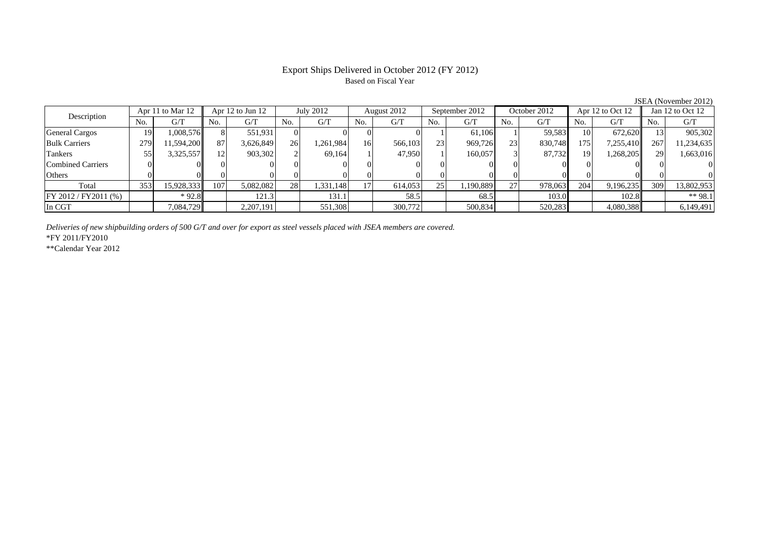# Export Ships Delivered in October 2012 (FY 2012)

Based on Fiscal Year

JSEA (November 2012)

| Description | Apr 11 to Mar 12 | | Apr 12 to Jun 12 | | July 2012 | | August 2012 | | September 2012 | | October 2012 | | Apr 12 to Oct 12 | | Jan 12 to Oct 12 | |
|---|---|---|---|---|---|---|---|---|---|---|---|---|---|---|---|---|
| | No. | G/T | No. | G/T | No. | G/T | No. | G/T | No. | G/T | No. | G/T | No. | G/T | No. | G/T |
| General Cargos | 19 | 1,008,576 | 8 | 551,931 | 0 | 0 | 0 | 0 | 1 | 61,106 | 1 | 59,583 | 10 | 672,620 | 13 | 905,302 |
| Bulk Carriers | 279 | 11,594,200 | 87 | 3,626,849 | 26 | 1,261,984 | 16 | 566,103 | 23 | 969,726 | 23 | 830,748 | 175 | 7,255,410 | 267 | 11,234,635 |
| Tankers | 55 | 3,325,557 | 12 | 903,302 | 2 | 69,164 | 1 | 47,950 | 1 | 160,057 | 3 | 87,732 | 19 | 1,268,205 | 29 | 1,663,016 |
| Combined Carriers | 0 | 0 | 0 | 0 | 0 | 0 | 0 | 0 | 0 | 0 | 0 | 0 | 0 | 0 | 0 | 0 |
| Others | 0 | 0 | 0 | 0 | 0 | 0 | 0 | 0 | 0 | 0 | 0 | 0 | 0 | 0 | 0 | 0 |
| Total | 353 | 15,928,333 | 107 | 5,082,082 | 28 | 1,331,148 | 17 | 614,053 | 25 | 1,190,889 | 27 | 978,063 | 204 | 9,196,235 | 309 | 13,802,953 |
| FY 2012 / FY2011 (%) | | * 92.8 | | 121.3 | | 131.1 | | 58.5 | | 68.5 | | 103.0 | | 102.8 | | ** 98.1 |
| In CGT | | 7,084,729 | | 2,207,191 | | 551,308 | | 300,772 | | 500,834 | | 520,283 | | 4,080,388 | | 6,149,491 |

*Deliveries of new shipbuilding orders of 500 G/T and over for export as steel vessels placed with JSEA members are covered.*

*FY 2011/FY2010

**Calendar Year 2012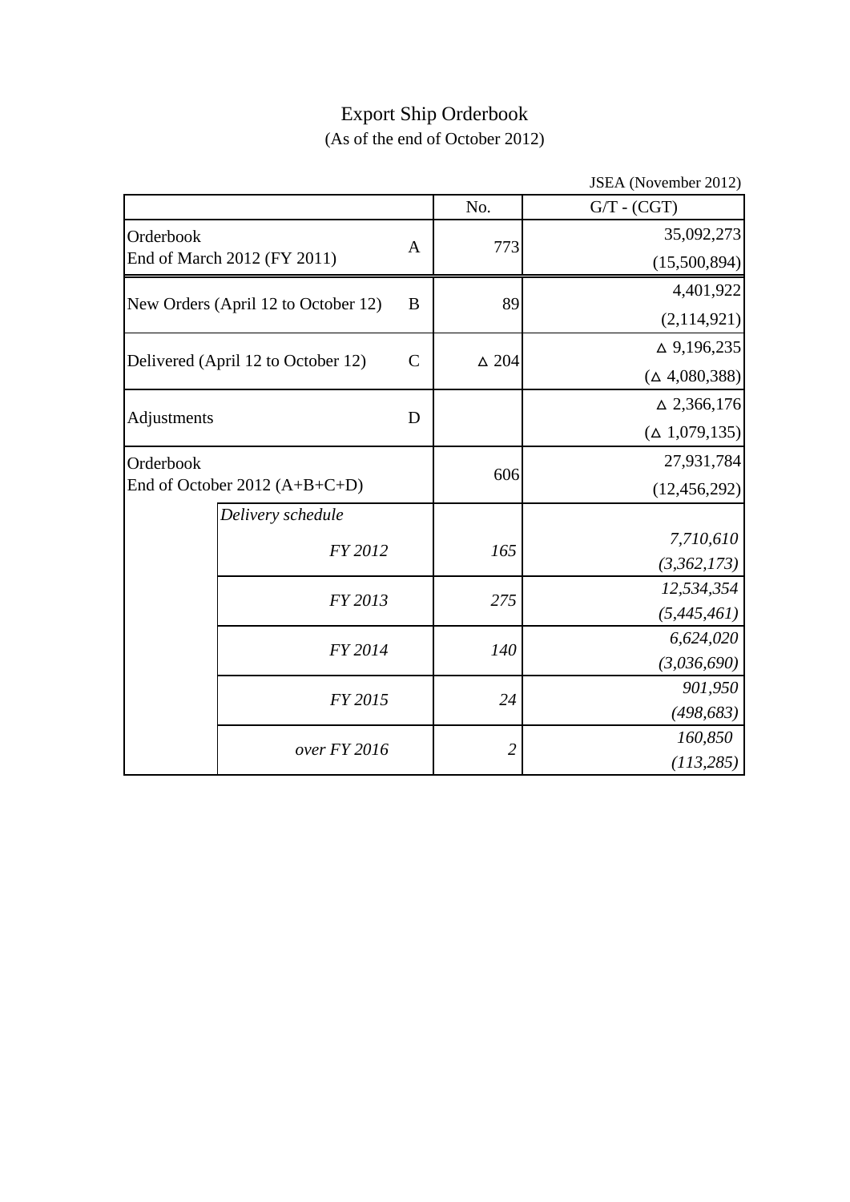# Export Ship Orderbook

(As of the end of October 2012)

JSEA (November 2012)

| | | | No. | G/T - (CGT) |
|---|---|---|---|---|
| Orderbook<br>End of March 2012 (FY 2011) | | A | 773 | 35,092,273<br>(15,500,894) |
| New Orders (April 12 to October 12) | | B | 89 | 4,401,922<br>(2,114,921) |
| Delivered (April 12 to October 12) | | C | △ 204 | △ 9,196,235<br>(△ 4,080,388) |
| Adjustments | | D | | △ 2,366,176<br>(△ 1,079,135) |
| Orderbook<br>End of October 2012 (A+B+C+D) | | | 606 | 27,931,784<br>(12,456,292) |
| | *Delivery schedule* | | | |
| | *FY 2012* | | *165* | *7,710,610*<br>*(3,362,173)* |
| | *FY 2013* | | *275* | *12,534,354*<br>*(5,445,461)* |
| | *FY 2014* | | *140* | *6,624,020*<br>*(3,036,690)* |
| | *FY 2015* | | *24* | *901,950*<br>*(498,683)* |
| | *over FY 2016* | | *2* | *160,850*<br>*(113,285)* |